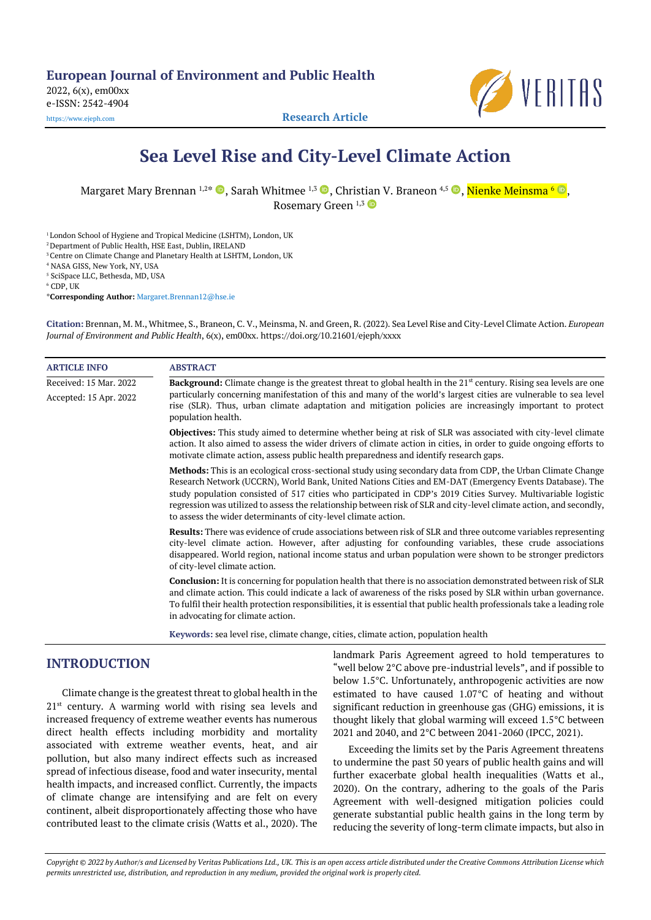# Sea Level Rise and City-Level Climate Action

Margaret Mary Brennan [1,2*], Sarah Whitmee [1,3], Christian V. Braneon [4,5], Nienke Meinsma [6], Rosemary Green [1,3]

[1] London School of Hygiene and Tropical Medicine (LSHTM), London, UK
[2] Department of Public Health, HSE East, Dublin, IRELAND
[3] Centre on Climate Change and Planetary Health at LSHTM, London, UK
[4] NASA GISS, New York, NY, USA
[5] SciSpace LLC, Bethesda, MD, USA
[6] CDP, UK

*Corresponding Author: Margaret.Brennan12@hse.ie

**Citation:** Brennan, M. M., Whitmee, S., Braneon, C. V., Meinsma, N. and Green, R. (2022). Sea Level Rise and City-Level Climate Action. *European Journal of Environment and Public Health*, 6(x), em00xx. https://doi.org/10.21601/ejeph/xxxx

**ARTICLE INFO**

Received: 15 Mar. 2022

Accepted: 15 Apr. 2022

**ABSTRACT**

**Background:** Climate change is the greatest threat to global health in the 21st century. Rising sea levels are one particularly concerning manifestation of this and many of the world's largest cities are vulnerable to sea level rise (SLR). Thus, urban climate adaptation and mitigation policies are increasingly important to protect population health.

**Objectives:** This study aimed to determine whether being at risk of SLR was associated with city-level climate action. It also aimed to assess the wider drivers of climate action in cities, in order to guide ongoing efforts to motivate climate action, assess public health preparedness and identify research gaps.

**Methods:** This is an ecological cross-sectional study using secondary data from CDP, the Urban Climate Change Research Network (UCCRN), World Bank, United Nations Cities and EM-DAT (Emergency Events Database). The study population consisted of 517 cities who participated in CDP's 2019 Cities Survey. Multivariable logistic regression was utilized to assess the relationship between risk of SLR and city-level climate action, and secondly, to assess the wider determinants of city-level climate action.

**Results:** There was evidence of crude associations between risk of SLR and three outcome variables representing city-level climate action. However, after adjusting for confounding variables, these crude associations disappeared. World region, national income status and urban population were shown to be stronger predictors of city-level climate action.

**Conclusion:** It is concerning for population health that there is no association demonstrated between risk of SLR and climate action. This could indicate a lack of awareness of the risks posed by SLR within urban governance. To fulfil their health protection responsibilities, it is essential that public health professionals take a leading role in advocating for climate action.

**Keywords:** sea level rise, climate change, cities, climate action, population health

## INTRODUCTION

Climate change is the greatest threat to global health in the 21st century. A warming world with rising sea levels and increased frequency of extreme weather events has numerous direct health effects including morbidity and mortality associated with extreme weather events, heat, and air pollution, but also many indirect effects such as increased spread of infectious disease, food and water insecurity, mental health impacts, and increased conflict. Currently, the impacts of climate change are intensifying and are felt on every continent, albeit disproportionately affecting those who have contributed least to the climate crisis (Watts et al., 2020). The landmark Paris Agreement agreed to hold temperatures to "well below 2°C above pre-industrial levels", and if possible to below 1.5°C. Unfortunately, anthropogenic activities are now estimated to have caused 1.07°C of heating and without significant reduction in greenhouse gas (GHG) emissions, it is thought likely that global warming will exceed 1.5°C between 2021 and 2040, and 2°C between 2041-2060 (IPCC, 2021).

Exceeding the limits set by the Paris Agreement threatens to undermine the past 50 years of public health gains and will further exacerbate global health inequalities (Watts et al., 2020). On the contrary, adhering to the goals of the Paris Agreement with well-designed mitigation policies could generate substantial public health gains in the long term by reducing the severity of long-term climate impacts, but also in

*Copyright © 2022 by Author/s and Licensed by Veritas Publications Ltd., UK. This is an open access article distributed under the Creative Commons Attribution License which permits unrestricted use, distribution, and reproduction in any medium, provided the original work is properly cited.*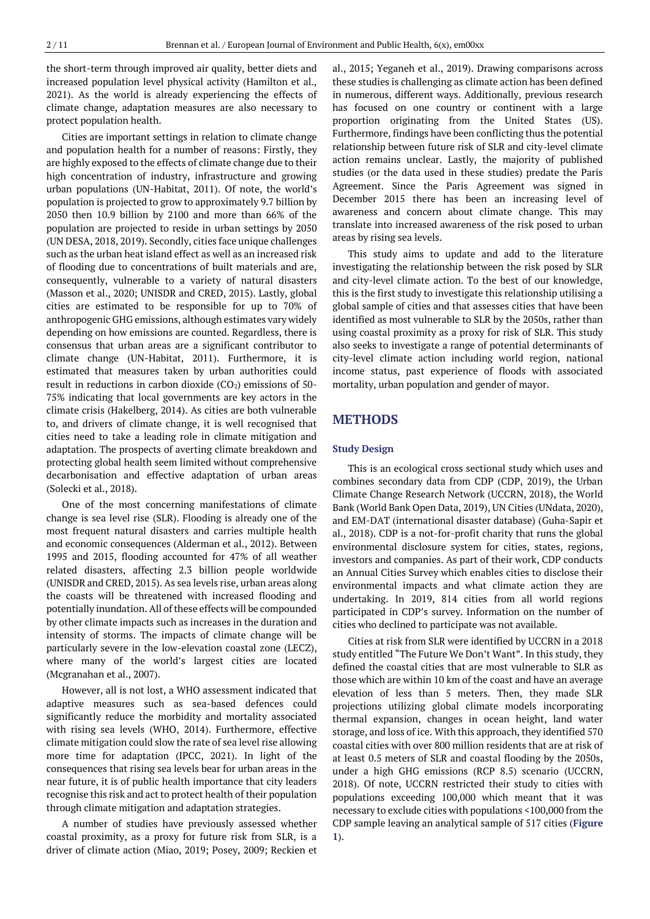the short-term through improved air quality, better diets and increased population level physical activity (Hamilton et al., 2021). As the world is already experiencing the effects of climate change, adaptation measures are also necessary to protect population health.

Cities are important settings in relation to climate change and population health for a number of reasons: Firstly, they are highly exposed to the effects of climate change due to their high concentration of industry, infrastructure and growing urban populations (UN-Habitat, 2011). Of note, the world's population is projected to grow to approximately 9.7 billion by 2050 then 10.9 billion by 2100 and more than 66% of the population are projected to reside in urban settings by 2050 (UN DESA, 2018, 2019). Secondly, cities face unique challenges such as the urban heat island effect as well as an increased risk of flooding due to concentrations of built materials and are, consequently, vulnerable to a variety of natural disasters (Masson et al., 2020; UNISDR and CRED, 2015). Lastly, global cities are estimated to be responsible for up to 70% of anthropogenic GHG emissions, although estimates vary widely depending on how emissions are counted. Regardless, there is consensus that urban areas are a significant contributor to climate change (UN-Habitat, 2011). Furthermore, it is estimated that measures taken by urban authorities could result in reductions in carbon dioxide ($CO_2$) emissions of 50-75% indicating that local governments are key actors in the climate crisis (Hakelberg, 2014). As cities are both vulnerable to, and drivers of climate change, it is well recognised that cities need to take a leading role in climate mitigation and adaptation. The prospects of averting climate breakdown and protecting global health seem limited without comprehensive decarbonisation and effective adaptation of urban areas (Solecki et al., 2018).

One of the most concerning manifestations of climate change is sea level rise (SLR). Flooding is already one of the most frequent natural disasters and carries multiple health and economic consequences (Alderman et al., 2012). Between 1995 and 2015, flooding accounted for 47% of all weather related disasters, affecting 2.3 billion people worldwide (UNISDR and CRED, 2015). As sea levels rise, urban areas along the coasts will be threatened with increased flooding and potentially inundation. All of these effects will be compounded by other climate impacts such as increases in the duration and intensity of storms. The impacts of climate change will be particularly severe in the low-elevation coastal zone (LECZ), where many of the world's largest cities are located (Mcgranahan et al., 2007).

However, all is not lost, a WHO assessment indicated that adaptive measures such as sea-based defences could significantly reduce the morbidity and mortality associated with rising sea levels (WHO, 2014). Furthermore, effective climate mitigation could slow the rate of sea level rise allowing more time for adaptation (IPCC, 2021). In light of the consequences that rising sea levels bear for urban areas in the near future, it is of public health importance that city leaders recognise this risk and act to protect health of their population through climate mitigation and adaptation strategies.

A number of studies have previously assessed whether coastal proximity, as a proxy for future risk from SLR, is a driver of climate action (Miao, 2019; Posey, 2009; Reckien et al., 2015; Yeganeh et al., 2019). Drawing comparisons across these studies is challenging as climate action has been defined in numerous, different ways. Additionally, previous research has focused on one country or continent with a large proportion originating from the United States (US). Furthermore, findings have been conflicting thus the potential relationship between future risk of SLR and city-level climate action remains unclear. Lastly, the majority of published studies (or the data used in these studies) predate the Paris Agreement. Since the Paris Agreement was signed in December 2015 there has been an increasing level of awareness and concern about climate change. This may translate into increased awareness of the risk posed to urban areas by rising sea levels.

This study aims to update and add to the literature investigating the relationship between the risk posed by SLR and city-level climate action. To the best of our knowledge, this is the first study to investigate this relationship utilising a global sample of cities and that assesses cities that have been identified as most vulnerable to SLR by the 2050s, rather than using coastal proximity as a proxy for risk of SLR. This study also seeks to investigate a range of potential determinants of city-level climate action including world region, national income status, past experience of floods with associated mortality, urban population and gender of mayor.

## METHODS

### Study Design

This is an ecological cross sectional study which uses and combines secondary data from CDP (CDP, 2019), the Urban Climate Change Research Network (UCCRN, 2018), the World Bank (World Bank Open Data, 2019), UN Cities (UNdata, 2020), and EM-DAT (international disaster database) (Guha-Sapir et al., 2018). CDP is a not-for-profit charity that runs the global environmental disclosure system for cities, states, regions, investors and companies. As part of their work, CDP conducts an Annual Cities Survey which enables cities to disclose their environmental impacts and what climate action they are undertaking. In 2019, 814 cities from all world regions participated in CDP's survey. Information on the number of cities who declined to participate was not available.

Cities at risk from SLR were identified by UCCRN in a 2018 study entitled "The Future We Don't Want". In this study, they defined the coastal cities that are most vulnerable to SLR as those which are within 10 km of the coast and have an average elevation of less than 5 meters. Then, they made SLR projections utilizing global climate models incorporating thermal expansion, changes in ocean height, land water storage, and loss of ice. With this approach, they identified 570 coastal cities with over 800 million residents that are at risk of at least 0.5 meters of SLR and coastal flooding by the 2050s, under a high GHG emissions (RCP 8.5) scenario (UCCRN, 2018). Of note, UCCRN restricted their study to cities with populations exceeding 100,000 which meant that it was necessary to exclude cities with populations <100,000 from the CDP sample leaving an analytical sample of 517 cities (**Figure 1**).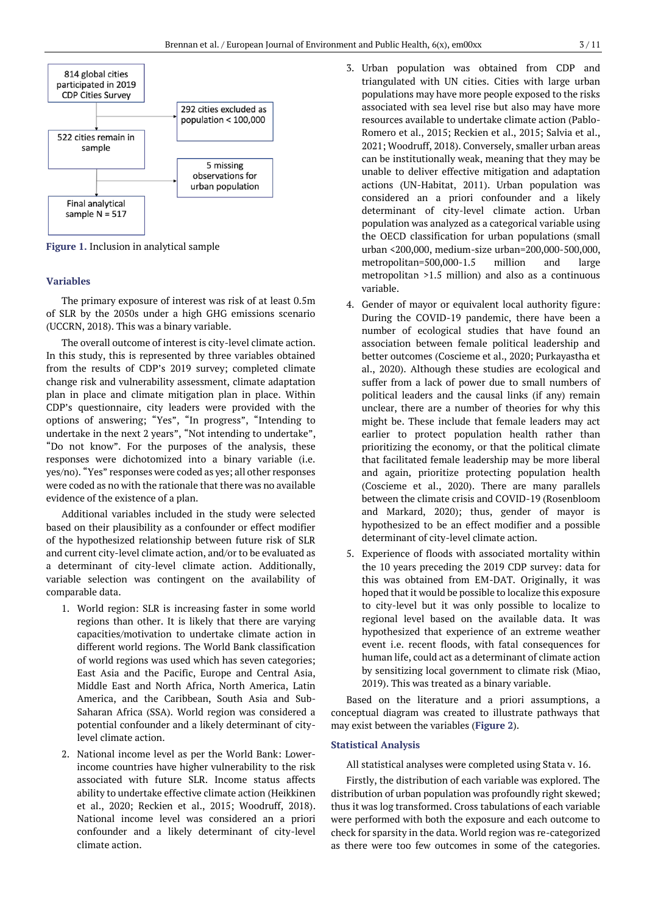814 global cities participated in 2019 CDP Cities Survey

292 cities excluded as population < 100,000

522 cities remain in sample

5 missing observations for urban population

Final analytical sample N = 517

**Figure 1.** Inclusion in analytical sample

### Variables

The primary exposure of interest was risk of at least 0.5m of SLR by the 2050s under a high GHG emissions scenario (UCCRN, 2018). This was a binary variable.

The overall outcome of interest is city-level climate action. In this study, this is represented by three variables obtained from the results of CDP's 2019 survey; completed climate change risk and vulnerability assessment, climate adaptation plan in place and climate mitigation plan in place. Within CDP's questionnaire, city leaders were provided with the options of answering; "Yes", "In progress", "Intending to undertake in the next 2 years", "Not intending to undertake", "Do not know". For the purposes of the analysis, these responses were dichotomized into a binary variable (i.e. yes/no). "Yes" responses were coded as yes; all other responses were coded as no with the rationale that there was no available evidence of the existence of a plan.

Additional variables included in the study were selected based on their plausibility as a confounder or effect modifier of the hypothesized relationship between future risk of SLR and current city-level climate action, and/or to be evaluated as a determinant of city-level climate action. Additionally, variable selection was contingent on the availability of comparable data.

1. World region: SLR is increasing faster in some world regions than other. It is likely that there are varying capacities/motivation to undertake climate action in different world regions. The World Bank classification of world regions was used which has seven categories; East Asia and the Pacific, Europe and Central Asia, Middle East and North Africa, North America, Latin America, and the Caribbean, South Asia and Sub-Saharan Africa (SSA). World region was considered a potential confounder and a likely determinant of city-level climate action.
2. National income level as per the World Bank: Lower-income countries have higher vulnerability to the risk associated with future SLR. Income status affects ability to undertake effective climate action (Heikkinen et al., 2020; Reckien et al., 2015; Woodruff, 2018). National income level was considered an a priori confounder and a likely determinant of city-level climate action.
3. Urban population was obtained from CDP and triangulated with UN cities. Cities with large urban populations may have more people exposed to the risks associated with sea level rise but also may have more resources available to undertake climate action (Pablo-Romero et al., 2015; Reckien et al., 2015; Salvia et al., 2021; Woodruff, 2018). Conversely, smaller urban areas can be institutionally weak, meaning that they may be unable to deliver effective mitigation and adaptation actions (UN-Habitat, 2011). Urban population was considered an a priori confounder and a likely determinant of city-level climate action. Urban population was analyzed as a categorical variable using the OECD classification for urban populations (small urban <200,000, medium-size urban=200,000-500,000, metropolitan=500,000-1.5 million and large metropolitan >1.5 million) and also as a continuous variable.
4. Gender of mayor or equivalent local authority figure: During the COVID-19 pandemic, there have been a number of ecological studies that have found an association between female political leadership and better outcomes (Coscieme et al., 2020; Purkayastha et al., 2020). Although these studies are ecological and suffer from a lack of power due to small numbers of political leaders and the causal links (if any) remain unclear, there are a number of theories for why this might be. These include that female leaders may act earlier to protect population health rather than prioritizing the economy, or that the political climate that facilitated female leadership may be more liberal and again, prioritize protecting population health (Coscieme et al., 2020). There are many parallels between the climate crisis and COVID-19 (Rosenbloom and Markard, 2020); thus, gender of mayor is hypothesized to be an effect modifier and a possible determinant of city-level climate action.
5. Experience of floods with associated mortality within the 10 years preceding the 2019 CDP survey: data for this was obtained from EM-DAT. Originally, it was hoped that it would be possible to localize this exposure to city-level but it was only possible to localize to regional level based on the available data. It was hypothesized that experience of an extreme weather event i.e. recent floods, with fatal consequences for human life, could act as a determinant of climate action by sensitizing local government to climate risk (Miao, 2019). This was treated as a binary variable.

Based on the literature and a priori assumptions, a conceptual diagram was created to illustrate pathways that may exist between the variables (**Figure 2**).

### Statistical Analysis

All statistical analyses were completed using Stata v. 16.

Firstly, the distribution of each variable was explored. The distribution of urban population was profoundly right skewed; thus it was log transformed. Cross tabulations of each variable were performed with both the exposure and each outcome to check for sparsity in the data. World region was re-categorized as there were too few outcomes in some of the categories.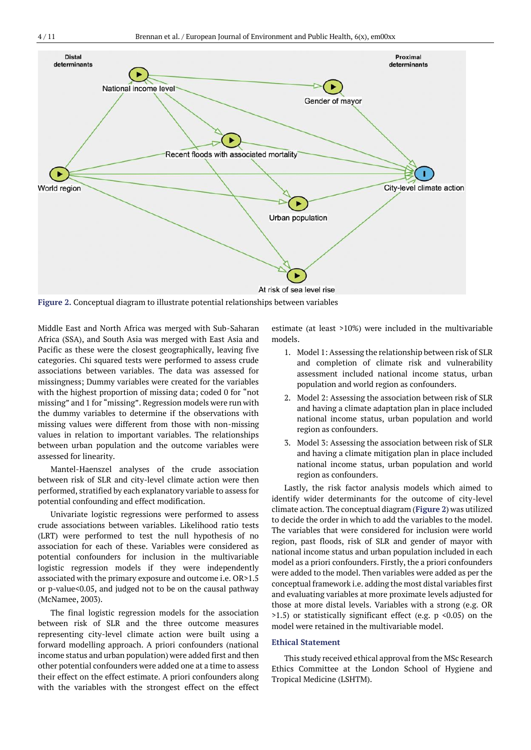Figure 2. Conceptual diagram to illustrate potential relationships between variables

Middle East and North Africa was merged with Sub-Saharan Africa (SSA), and South Asia was merged with East Asia and Pacific as these were the closest geographically, leaving five categories. Chi squared tests were performed to assess crude associations between variables. The data was assessed for missingness; Dummy variables were created for the variables with the highest proportion of missing data; coded 0 for "not missing" and 1 for "missing". Regression models were run with the dummy variables to determine if the observations with missing values were different from those with non-missing values in relation to important variables. The relationships between urban population and the outcome variables were assessed for linearity.

Mantel-Haenszel analyses of the crude association between risk of SLR and city-level climate action were then performed, stratified by each explanatory variable to assess for potential confounding and effect modification.

Univariate logistic regressions were performed to assess crude associations between variables. Likelihood ratio tests (LRT) were performed to test the null hypothesis of no association for each of these. Variables were considered as potential confounders for inclusion in the multivariable logistic regression models if they were independently associated with the primary exposure and outcome i.e. OR>1.5 or p-value<0.05, and judged not to be on the causal pathway (McNamee, 2003).

The final logistic regression models for the association between risk of SLR and the three outcome measures representing city-level climate action were built using a forward modelling approach. A priori confounders (national income status and urban population) were added first and then other potential confounders were added one at a time to assess their effect on the effect estimate. A priori confounders along with the variables with the strongest effect on the effect estimate (at least >10%) were included in the multivariable models.

1. Model 1: Assessing the relationship between risk of SLR and completion of climate risk and vulnerability assessment included national income status, urban population and world region as confounders.
2. Model 2: Assessing the association between risk of SLR and having a climate adaptation plan in place included national income status, urban population and world region as confounders.
3. Model 3: Assessing the association between risk of SLR and having a climate mitigation plan in place included national income status, urban population and world region as confounders.

Lastly, the risk factor analysis models which aimed to identify wider determinants for the outcome of city-level climate action. The conceptual diagram (Figure 2) was utilized to decide the order in which to add the variables to the model. The variables that were considered for inclusion were world region, past floods, risk of SLR and gender of mayor with national income status and urban population included in each model as a priori confounders. Firstly, the a priori confounders were added to the model. Then variables were added as per the conceptual framework i.e. adding the most distal variables first and evaluating variables at more proximate levels adjusted for those at more distal levels. Variables with a strong (e.g. OR >1.5) or statistically significant effect (e.g. p <0.05) on the model were retained in the multivariable model.

## Ethical Statement

This study received ethical approval from the MSc Research Ethics Committee at the London School of Hygiene and Tropical Medicine (LSHTM).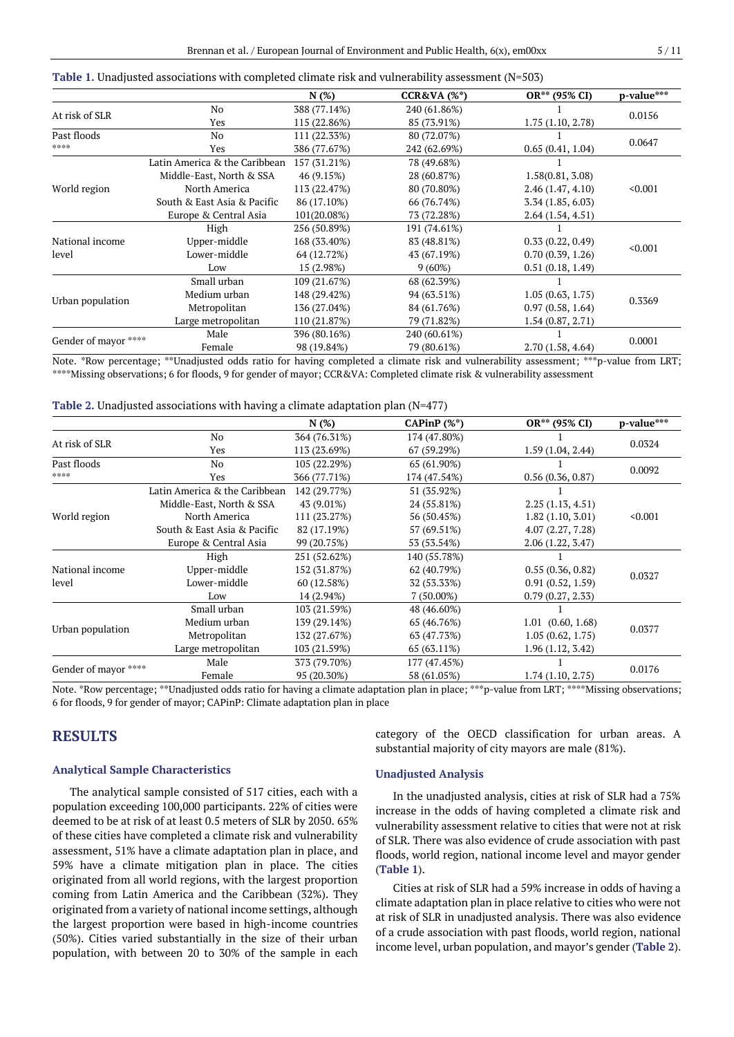**Table 1.** Unadjusted associations with completed climate risk and vulnerability assessment (N=503)

| | | N (%) | CCR&VA (%*) | OR** (95% CI) | p-value*** |
|---|---|---|---|---|---|
| At risk of SLR | No | 388 (77.14%) | 240 (61.86%) | 1 | 0.0156 |
| | Yes | 115 (22.86%) | 85 (73.91%) | 1.75 (1.10, 2.78) | |
| Past floods **** | No | 111 (22.33%) | 80 (72.07%) | 1 | 0.0647 |
| | Yes | 386 (77.67%) | 242 (62.69%) | 0.65 (0.41, 1.04) | |
| World region | Latin America & the Caribbean | 157 (31.21%) | 78 (49.68%) | 1 | <0.001 |
| | Middle-East, North & SSA | 46 (9.15%) | 28 (60.87%) | 1.58(0.81, 3.08) | |
| | North America | 113 (22.47%) | 80 (70.80%) | 2.46 (1.47, 4.10) | |
| | South & East Asia & Pacific | 86 (17.10%) | 66 (76.74%) | 3.34 (1.85, 6.03) | |
| | Europe & Central Asia | 101(20.08%) | 73 (72.28%) | 2.64 (1.54, 4.51) | |
| National income level | High | 256 (50.89%) | 191 (74.61%) | 1 | <0.001 |
| | Upper-middle | 168 (33.40%) | 83 (48.81%) | 0.33 (0.22, 0.49) | |
| | Lower-middle | 64 (12.72%) | 43 (67.19%) | 0.70 (0.39, 1.26) | |
| | Low | 15 (2.98%) | 9 (60%) | 0.51 (0.18, 1.49) | |
| Urban population | Small urban | 109 (21.67%) | 68 (62.39%) | 1 | 0.3369 |
| | Medium urban | 148 (29.42%) | 94 (63.51%) | 1.05 (0.63, 1.75) | |
| | Metropolitan | 136 (27.04%) | 84 (61.76%) | 0.97 (0.58, 1.64) | |
| | Large metropolitan | 110 (21.87%) | 79 (71.82%) | 1.54 (0.87, 2.71) | |
| Gender of mayor **** | Male | 396 (80.16%) | 240 (60.61%) | 1 | 0.0001 |
| | Female | 98 (19.84%) | 79 (80.61%) | 2.70 (1.58, 4.64) | |

Note. *Row percentage; **Unadjusted odds ratio for having completed a climate risk and vulnerability assessment; ***p-value from LRT; ****Missing observations; 6 for floods, 9 for gender of mayor; CCR&VA: Completed climate risk & vulnerability assessment

**Table 2.** Unadjusted associations with having a climate adaptation plan (N=477)

| | | N (%) | CAPinP (%*) | OR** (95% CI) | p-value*** |
|---|---|---|---|---|---|
| At risk of SLR | No | 364 (76.31%) | 174 (47.80%) | 1 | 0.0324 |
| | Yes | 113 (23.69%) | 67 (59.29%) | 1.59 (1.04, 2.44) | |
| Past floods **** | No | 105 (22.29%) | 65 (61.90%) | 1 | 0.0092 |
| | Yes | 366 (77.71%) | 174 (47.54%) | 0.56 (0.36, 0.87) | |
| World region | Latin America & the Caribbean | 142 (29.77%) | 51 (35.92%) | 1 | <0.001 |
| | Middle-East, North & SSA | 43 (9.01%) | 24 (55.81%) | 2.25 (1.13, 4.51) | |
| | North America | 111 (23.27%) | 56 (50.45%) | 1.82 (1.10, 3.01) | |
| | South & East Asia & Pacific | 82 (17.19%) | 57 (69.51%) | 4.07 (2.27, 7.28) | |
| | Europe & Central Asia | 99 (20.75%) | 53 (53.54%) | 2.06 (1.22, 3.47) | |
| National income level | High | 251 (52.62%) | 140 (55.78%) | 1 | 0.0327 |
| | Upper-middle | 152 (31.87%) | 62 (40.79%) | 0.55 (0.36, 0.82) | |
| | Lower-middle | 60 (12.58%) | 32 (53.33%) | 0.91 (0.52, 1.59) | |
| | Low | 14 (2.94%) | 7 (50.00%) | 0.79 (0.27, 2.33) | |
| Urban population | Small urban | 103 (21.59%) | 48 (46.60%) | 1 | 0.0377 |
| | Medium urban | 139 (29.14%) | 65 (46.76%) | 1.01 (0.60, 1.68) | |
| | Metropolitan | 132 (27.67%) | 63 (47.73%) | 1.05 (0.62, 1.75) | |
| | Large metropolitan | 103 (21.59%) | 65 (63.11%) | 1.96 (1.12, 3.42) | |
| Gender of mayor **** | Male | 373 (79.70%) | 177 (47.45%) | 1 | 0.0176 |
| | Female | 95 (20.30%) | 58 (61.05%) | 1.74 (1.10, 2.75) | |

Note. *Row percentage; **Unadjusted odds ratio for having a climate adaptation plan in place; ***p-value from LRT; ****Missing observations; 6 for floods, 9 for gender of mayor; CAPinP: Climate adaptation plan in place

## RESULTS

### Analytical Sample Characteristics

The analytical sample consisted of 517 cities, each with a population exceeding 100,000 participants. 22% of cities were deemed to be at risk of at least 0.5 meters of SLR by 2050. 65% of these cities have completed a climate risk and vulnerability assessment, 51% have a climate adaptation plan in place, and 59% have a climate mitigation plan in place. The cities originated from all world regions, with the largest proportion coming from Latin America and the Caribbean (32%). They originated from a variety of national income settings, although the largest proportion were based in high-income countries (50%). Cities varied substantially in the size of their urban population, with between 20 to 30% of the sample in each category of the OECD classification for urban areas. A substantial majority of city mayors are male (81%).

### Unadjusted Analysis

In the unadjusted analysis, cities at risk of SLR had a 75% increase in the odds of having completed a climate risk and vulnerability assessment relative to cities that were not at risk of SLR. There was also evidence of crude association with past floods, world region, national income level and mayor gender (**Table 1**).

Cities at risk of SLR had a 59% increase in odds of having a climate adaptation plan in place relative to cities who were not at risk of SLR in unadjusted analysis. There was also evidence of a crude association with past floods, world region, national income level, urban population, and mayor's gender (**Table 2**).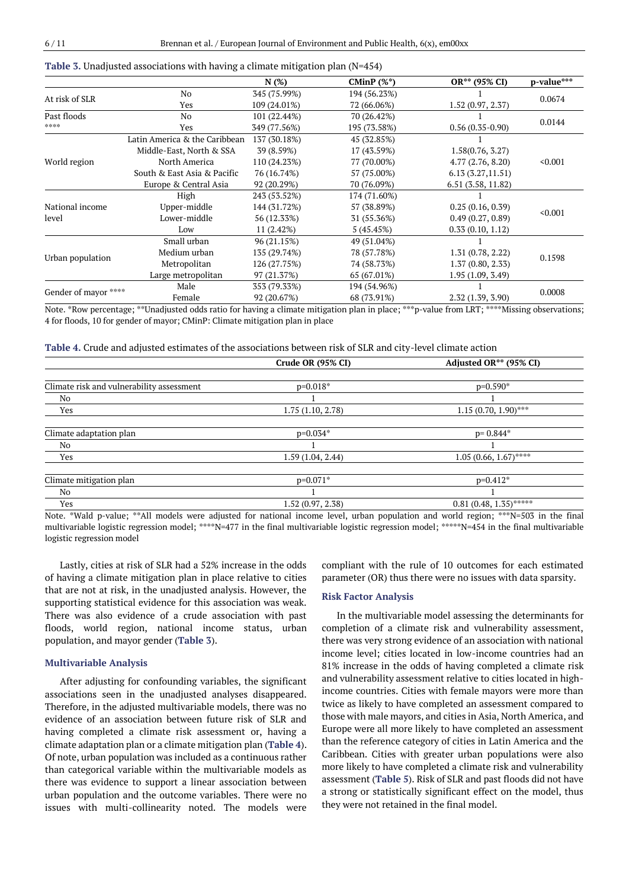**Table 3.** Unadjusted associations with having a climate mitigation plan (N=454)

| | | N (%) | CMinP (%*) | OR** (95% CI) | p-value*** |
|---|---|---|---|---|---|
| At risk of SLR | No | 345 (75.99%) | 194 (56.23%) | 1 | 0.0674 |
| | Yes | 109 (24.01%) | 72 (66.06%) | 1.52 (0.97, 2.37) | |
| Past floods **** | No | 101 (22.44%) | 70 (26.42%) | 1 | 0.0144 |
| | Yes | 349 (77.56%) | 195 (73.58%) | 0.56 (0.35-0.90) | |
| World region | Latin America & the Caribbean | 137 (30.18%) | 45 (32.85%) | 1 | <0.001 |
| | Middle-East, North & SSA | 39 (8.59%) | 17 (43.59%) | 1.58(0.76, 3.27) | |
| | North America | 110 (24.23%) | 77 (70.00%) | 4.77 (2.76, 8.20) | |
| | South & East Asia & Pacific | 76 (16.74%) | 57 (75.00%) | 6.13 (3.27,11.51) | |
| | Europe & Central Asia | 92 (20.29%) | 70 (76.09%) | 6.51 (3.58, 11.82) | |
| National income level | High | 243 (53.52%) | 174 (71.60%) | 1 | <0.001 |
| | Upper-middle | 144 (31.72%) | 57 (38.89%) | 0.25 (0.16, 0.39) | |
| | Lower-middle | 56 (12.33%) | 31 (55.36%) | 0.49 (0.27, 0.89) | |
| | Low | 11 (2.42%) | 5 (45.45%) | 0.33 (0.10, 1.12) | |
| Urban population | Small urban | 96 (21.15%) | 49 (51.04%) | 1 | 0.1598 |
| | Medium urban | 135 (29.74%) | 78 (57.78%) | 1.31 (0.78, 2.22) | |
| | Metropolitan | 126 (27.75%) | 74 (58.73%) | 1.37 (0.80, 2.33) | |
| | Large metropolitan | 97 (21.37%) | 65 (67.01%) | 1.95 (1.09, 3.49) | |
| Gender of mayor **** | Male | 353 (79.33%) | 194 (54.96%) | 1 | 0.0008 |
| | Female | 92 (20.67%) | 68 (73.91%) | 2.32 (1.39, 3.90) | |

Note. *Row percentage; **Unadjusted odds ratio for having a climate mitigation plan in place; ***p-value from LRT; ****Missing observations; 4 for floods, 10 for gender of mayor; CMinP: Climate mitigation plan in place

**Table 4.** Crude and adjusted estimates of the associations between risk of SLR and city-level climate action

| | Crude OR (95% CI) | Adjusted OR** (95% CI) |
|---|---|---|
| Climate risk and vulnerability assessment | p=0.018* | p=0.590* |
| No | 1 | 1 |
| Yes | 1.75 (1.10, 2.78) | 1.15 (0.70, 1.90)*** |
| Climate adaptation plan | p=0.034* | p= 0.844* |
| No | 1 | 1 |
| Yes | 1.59 (1.04, 2.44) | 1.05 (0.66, 1.67)**** |
| Climate mitigation plan | p=0.071* | p=0.412* |
| No | 1 | 1 |
| Yes | 1.52 (0.97, 2.38) | 0.81 (0.48, 1.35)***** |

Note. *Wald p-value; **All models were adjusted for national income level, urban population and world region; ***N=503 in the final multivariable logistic regression model; ****N=477 in the final multivariable logistic regression model; *****N=454 in the final multivariable logistic regression model

Lastly, cities at risk of SLR had a 52% increase in the odds of having a climate mitigation plan in place relative to cities that are not at risk, in the unadjusted analysis. However, the supporting statistical evidence for this association was weak. There was also evidence of a crude association with past floods, world region, national income status, urban population, and mayor gender (**Table 3**).

### Multivariable Analysis

After adjusting for confounding variables, the significant associations seen in the unadjusted analyses disappeared. Therefore, in the adjusted multivariable models, there was no evidence of an association between future risk of SLR and having completed a climate risk assessment or, having a climate adaptation plan or a climate mitigation plan (**Table 4**). Of note, urban population was included as a continuous rather than categorical variable within the multivariable models as there was evidence to support a linear association between urban population and the outcome variables. There were no issues with multi-collinearity noted. The models were compliant with the rule of 10 outcomes for each estimated parameter (OR) thus there were no issues with data sparsity.

### Risk Factor Analysis

In the multivariable model assessing the determinants for completion of a climate risk and vulnerability assessment, there was very strong evidence of an association with national income level; cities located in low-income countries had an 81% increase in the odds of having completed a climate risk and vulnerability assessment relative to cities located in high-income countries. Cities with female mayors were more than twice as likely to have completed an assessment compared to those with male mayors, and cities in Asia, North America, and Europe were all more likely to have completed an assessment than the reference category of cities in Latin America and the Caribbean. Cities with greater urban populations were also more likely to have completed a climate risk and vulnerability assessment (**Table 5**). Risk of SLR and past floods did not have a strong or statistically significant effect on the model, thus they were not retained in the final model.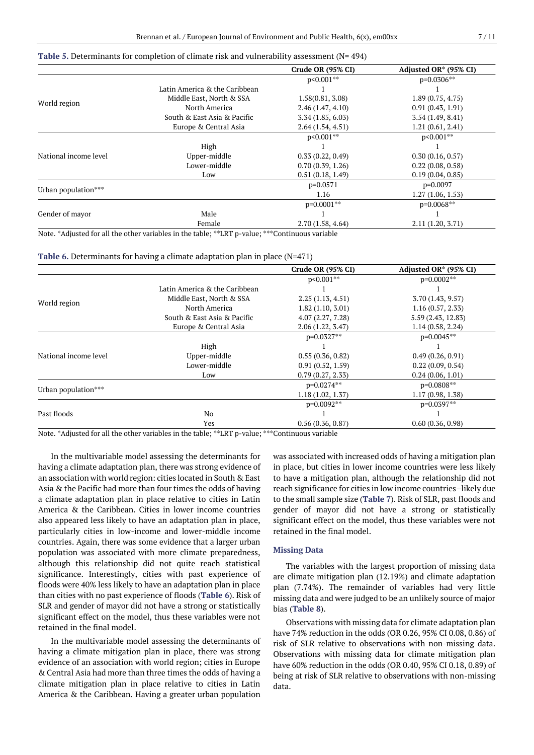**Table 5.** Determinants for completion of climate risk and vulnerability assessment (N= 494)

| | | Crude OR (95% CI) | Adjusted OR* (95% CI) |
|---|---|---|---|
| World region | | p<0.001** | p=0.0306** |
| | Latin America & the Caribbean | 1 | 1 |
| | Middle East, North & SSA | 1.58(0.81, 3.08) | 1.89 (0.75, 4.75) |
| | North America | 2.46 (1.47, 4.10) | 0.91 (0.43, 1.91) |
| | South & East Asia & Pacific | 3.34 (1.85, 6.03) | 3.54 (1.49, 8.41) |
| | Europe & Central Asia | 2.64 (1.54, 4.51) | 1.21 (0.61, 2.41) |
| National income level | | p<0.001** | p<0.001** |
| | High | 1 | 1 |
| | Upper-middle | 0.33 (0.22, 0.49) | 0.30 (0.16, 0.57) |
| | Lower-middle | 0.70 (0.39, 1.26) | 0.22 (0.08, 0.58) |
| | Low | 0.51 (0.18, 1.49) | 0.19 (0.04, 0.85) |
| Urban population*** | | p=0.0571 | p=0.0097 |
| | | 1.16 | 1.27 (1.06, 1.53) |
| Gender of mayor | | p=0.0001** | p=0.0068** |
| | Male | 1 | 1 |
| | Female | 2.70 (1.58, 4.64) | 2.11 (1.20, 3.71) |

Note. *Adjusted for all the other variables in the table; **LRT p-value; ***Continuous variable

**Table 6.** Determinants for having a climate adaptation plan in place (N=471)

| | | Crude OR (95% CI) | Adjusted OR* (95% CI) |
|---|---|---|---|
| World region | | p<0.001** | p=0.0002** |
| | Latin America & the Caribbean | 1 | 1 |
| | Middle East, North & SSA | 2.25 (1.13, 4.51) | 3.70 (1.43, 9.57) |
| | North America | 1.82 (1.10, 3.01) | 1.16 (0.57, 2.33) |
| | South & East Asia & Pacific | 4.07 (2.27, 7.28) | 5.59 (2.43, 12.83) |
| | Europe & Central Asia | 2.06 (1.22, 3.47) | 1.14 (0.58, 2.24) |
| National income level | | p=0.0327** | p=0.0045** |
| | High | 1 | 1 |
| | Upper-middle | 0.55 (0.36, 0.82) | 0.49 (0.26, 0.91) |
| | Lower-middle | 0.91 (0.52, 1.59) | 0.22 (0.09, 0.54) |
| | Low | 0.79 (0.27, 2.33) | 0.24 (0.06, 1.01) |
| Urban population*** | | p=0.0274** | p=0.0808** |
| | | 1.18 (1.02, 1.37) | 1.17 (0.98, 1.38) |
| Past floods | | p=0.0092** | p=0.0397** |
| | No | 1 | 1 |
| | Yes | 0.56 (0.36, 0.87) | 0.60 (0.36, 0.98) |

Note. *Adjusted for all the other variables in the table; **LRT p-value; ***Continuous variable

In the multivariable model assessing the determinants for having a climate adaptation plan, there was strong evidence of an association with world region: cities located in South & East Asia & the Pacific had more than four times the odds of having a climate adaptation plan in place relative to cities in Latin America & the Caribbean. Cities in lower income countries also appeared less likely to have an adaptation plan in place, particularly cities in low-income and lower-middle income countries. Again, there was some evidence that a larger urban population was associated with more climate preparedness, although this relationship did not quite reach statistical significance. Interestingly, cities with past experience of floods were 40% less likely to have an adaptation plan in place than cities with no past experience of floods (**Table 6**). Risk of SLR and gender of mayor did not have a strong or statistically significant effect on the model, thus these variables were not retained in the final model.

In the multivariable model assessing the determinants of having a climate mitigation plan in place, there was strong evidence of an association with world region; cities in Europe & Central Asia had more than three times the odds of having a climate mitigation plan in place relative to cities in Latin America & the Caribbean. Having a greater urban population was associated with increased odds of having a mitigation plan in place, but cities in lower income countries were less likely to have a mitigation plan, although the relationship did not reach significance for cities in low income countries–likely due to the small sample size (**Table 7**). Risk of SLR, past floods and gender of mayor did not have a strong or statistically significant effect on the model, thus these variables were not retained in the final model.

### Missing Data

The variables with the largest proportion of missing data are climate mitigation plan (12.19%) and climate adaptation plan (7.74%). The remainder of variables had very little missing data and were judged to be an unlikely source of major bias (**Table 8**).

Observations with missing data for climate adaptation plan have 74% reduction in the odds (OR 0.26, 95% CI 0.08, 0.86) of risk of SLR relative to observations with non-missing data. Observations with missing data for climate mitigation plan have 60% reduction in the odds (OR 0.40, 95% CI 0.18, 0.89) of being at risk of SLR relative to observations with non-missing data.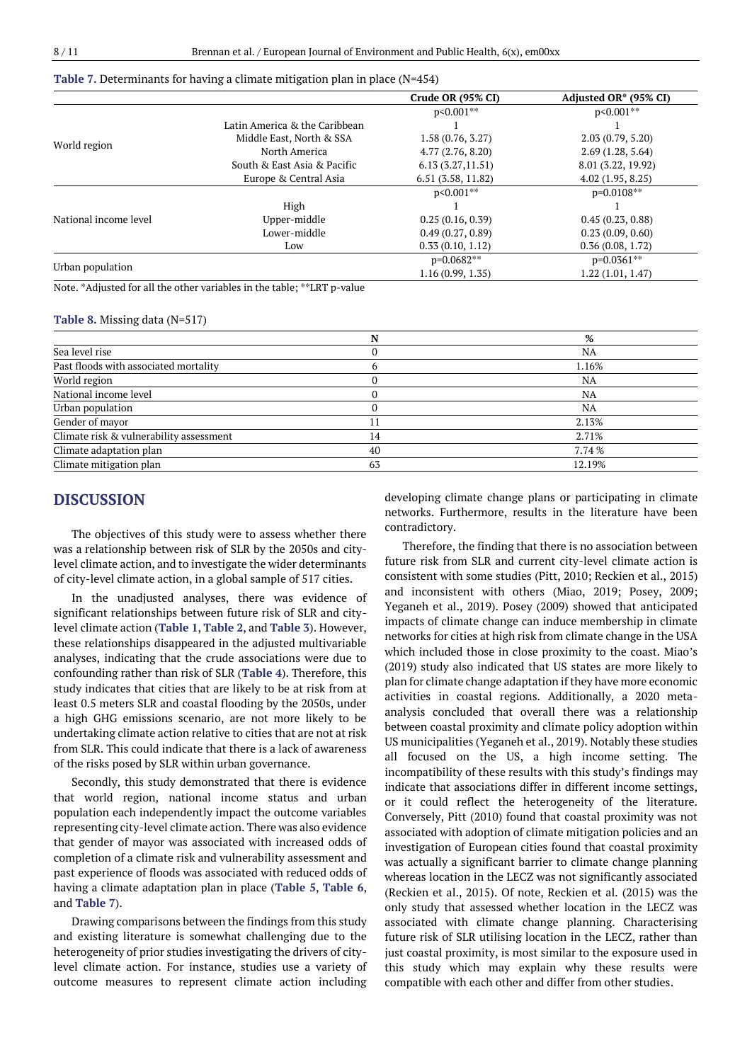**Table 7.** Determinants for having a climate mitigation plan in place (N=454)

| | | Crude OR (95% CI) | Adjusted OR* (95% CI) |
|---|---|---|---|
| World region | | p<0.001** | p<0.001** |
| | Latin America & the Caribbean | 1 | 1 |
| | Middle East, North & SSA | 1.58 (0.76, 3.27) | 2.03 (0.79, 5.20) |
| | North America | 4.77 (2.76, 8.20) | 2.69 (1.28, 5.64) |
| | South & East Asia & Pacific | 6.13 (3.27,11.51) | 8.01 (3.22, 19.92) |
| | Europe & Central Asia | 6.51 (3.58, 11.82) | 4.02 (1.95, 8.25) |
| National income level | | p<0.001** | p=0.0108** |
| | High | 1 | 1 |
| | Upper-middle | 0.25 (0.16, 0.39) | 0.45 (0.23, 0.88) |
| | Lower-middle | 0.49 (0.27, 0.89) | 0.23 (0.09, 0.60) |
| | Low | 0.33 (0.10, 1.12) | 0.36 (0.08, 1.72) |
| Urban population | | p=0.0682** | p=0.0361** |
| | | 1.16 (0.99, 1.35) | 1.22 (1.01, 1.47) |

Note. *Adjusted for all the other variables in the table; **LRT p-value

**Table 8.** Missing data (N=517)

| | N | % |
|---|---|---|
| Sea level rise | 0 | NA |
| Past floods with associated mortality | 6 | 1.16% |
| World region | 0 | NA |
| National income level | 0 | NA |
| Urban population | 0 | NA |
| Gender of mayor | 11 | 2.13% |
| Climate risk & vulnerability assessment | 14 | 2.71% |
| Climate adaptation plan | 40 | 7.74 % |
| Climate mitigation plan | 63 | 12.19% |

## DISCUSSION

The objectives of this study were to assess whether there was a relationship between risk of SLR by the 2050s and city-level climate action, and to investigate the wider determinants of city-level climate action, in a global sample of 517 cities.

In the unadjusted analyses, there was evidence of significant relationships between future risk of SLR and city-level climate action (**Table 1**, **Table 2**, and **Table 3**). However, these relationships disappeared in the adjusted multivariable analyses, indicating that the crude associations were due to confounding rather than risk of SLR (**Table 4**). Therefore, this study indicates that cities that are likely to be at risk from at least 0.5 meters SLR and coastal flooding by the 2050s, under a high GHG emissions scenario, are not more likely to be undertaking climate action relative to cities that are not at risk from SLR. This could indicate that there is a lack of awareness of the risks posed by SLR within urban governance.

Secondly, this study demonstrated that there is evidence that world region, national income status and urban population each independently impact the outcome variables representing city-level climate action. There was also evidence that gender of mayor was associated with increased odds of completion of a climate risk and vulnerability assessment and past experience of floods was associated with reduced odds of having a climate adaptation plan in place (**Table 5**, **Table 6**, and **Table 7**).

Drawing comparisons between the findings from this study and existing literature is somewhat challenging due to the heterogeneity of prior studies investigating the drivers of city-level climate action. For instance, studies use a variety of outcome measures to represent climate action including developing climate change plans or participating in climate networks. Furthermore, results in the literature have been contradictory.

Therefore, the finding that there is no association between future risk from SLR and current city-level climate action is consistent with some studies (Pitt, 2010; Reckien et al., 2015) and inconsistent with others (Miao, 2019; Posey, 2009; Yeganeh et al., 2019). Posey (2009) showed that anticipated impacts of climate change can induce membership in climate networks for cities at high risk from climate change in the USA which included those in close proximity to the coast. Miao's (2019) study also indicated that US states are more likely to plan for climate change adaptation if they have more economic activities in coastal regions. Additionally, a 2020 meta-analysis concluded that overall there was a relationship between coastal proximity and climate policy adoption within US municipalities (Yeganeh et al., 2019). Notably these studies all focused on the US, a high income setting. The incompatibility of these results with this study's findings may indicate that associations differ in different income settings, or it could reflect the heterogeneity of the literature. Conversely, Pitt (2010) found that coastal proximity was not associated with adoption of climate mitigation policies and an investigation of European cities found that coastal proximity was actually a significant barrier to climate change planning whereas location in the LECZ was not significantly associated (Reckien et al., 2015). Of note, Reckien et al. (2015) was the only study that assessed whether location in the LECZ was associated with climate change planning. Characterising future risk of SLR utilising location in the LECZ, rather than just coastal proximity, is most similar to the exposure used in this study which may explain why these results were compatible with each other and differ from other studies.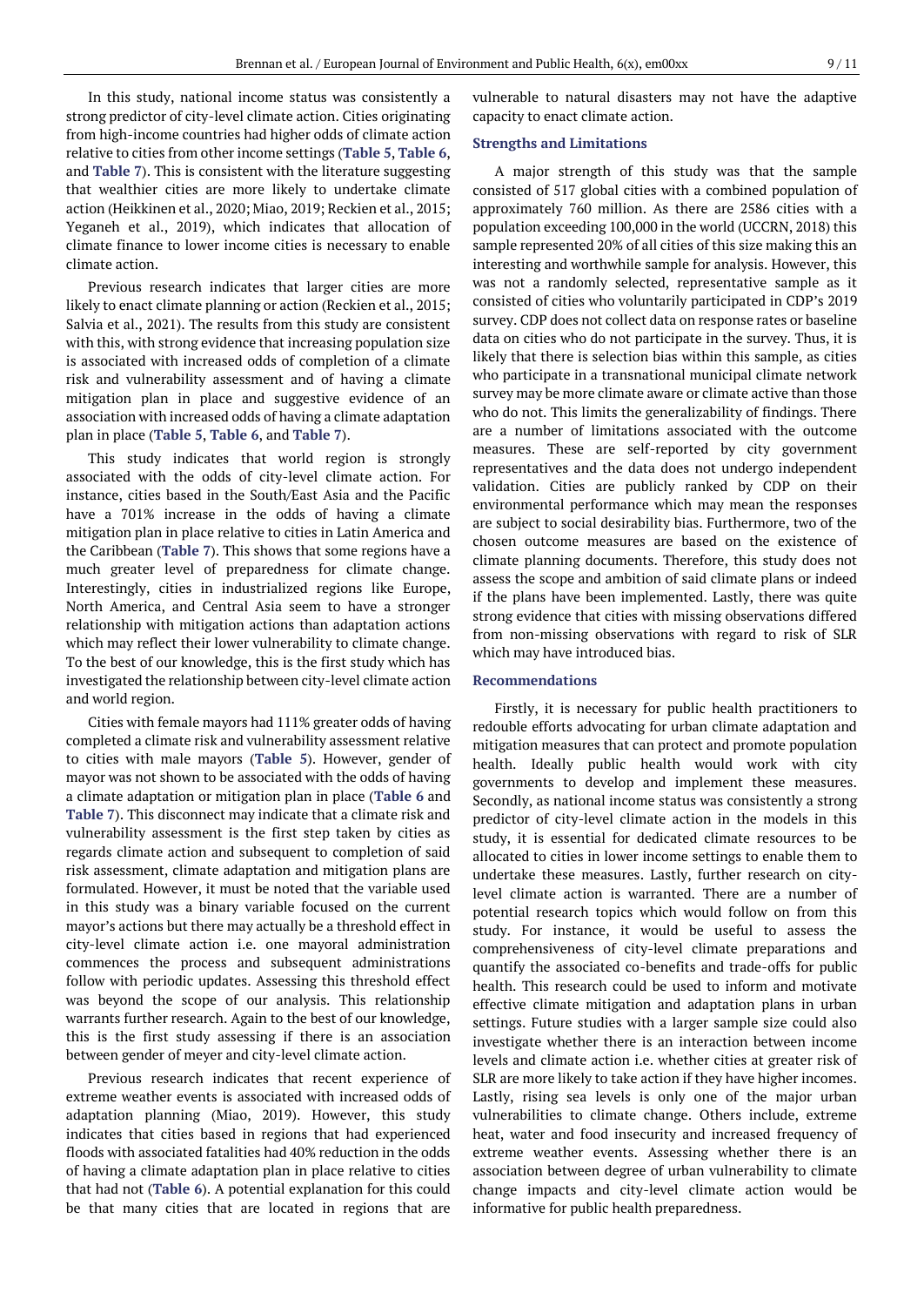In this study, national income status was consistently a strong predictor of city-level climate action. Cities originating from high-income countries had higher odds of climate action relative to cities from other income settings (**Table 5**, **Table 6**, and **Table 7**). This is consistent with the literature suggesting that wealthier cities are more likely to undertake climate action (Heikkinen et al., 2020; Miao, 2019; Reckien et al., 2015; Yeganeh et al., 2019), which indicates that allocation of climate finance to lower income cities is necessary to enable climate action.

Previous research indicates that larger cities are more likely to enact climate planning or action (Reckien et al., 2015; Salvia et al., 2021). The results from this study are consistent with this, with strong evidence that increasing population size is associated with increased odds of completion of a climate risk and vulnerability assessment and of having a climate mitigation plan in place and suggestive evidence of an association with increased odds of having a climate adaptation plan in place (**Table 5**, **Table 6**, and **Table 7**).

This study indicates that world region is strongly associated with the odds of city-level climate action. For instance, cities based in the South/East Asia and the Pacific have a 701% increase in the odds of having a climate mitigation plan in place relative to cities in Latin America and the Caribbean (**Table 7**). This shows that some regions have a much greater level of preparedness for climate change. Interestingly, cities in industrialized regions like Europe, North America, and Central Asia seem to have a stronger relationship with mitigation actions than adaptation actions which may reflect their lower vulnerability to climate change. To the best of our knowledge, this is the first study which has investigated the relationship between city-level climate action and world region.

Cities with female mayors had 111% greater odds of having completed a climate risk and vulnerability assessment relative to cities with male mayors (**Table 5**). However, gender of mayor was not shown to be associated with the odds of having a climate adaptation or mitigation plan in place (**Table 6** and **Table 7**). This disconnect may indicate that a climate risk and vulnerability assessment is the first step taken by cities as regards climate action and subsequent to completion of said risk assessment, climate adaptation and mitigation plans are formulated. However, it must be noted that the variable used in this study was a binary variable focused on the current mayor's actions but there may actually be a threshold effect in city-level climate action i.e. one mayoral administration commences the process and subsequent administrations follow with periodic updates. Assessing this threshold effect was beyond the scope of our analysis. This relationship warrants further research. Again to the best of our knowledge, this is the first study assessing if there is an association between gender of meyer and city-level climate action.

Previous research indicates that recent experience of extreme weather events is associated with increased odds of adaptation planning (Miao, 2019). However, this study indicates that cities based in regions that had experienced floods with associated fatalities had 40% reduction in the odds of having a climate adaptation plan in place relative to cities that had not (**Table 6**). A potential explanation for this could be that many cities that are located in regions that are vulnerable to natural disasters may not have the adaptive capacity to enact climate action.

### Strengths and Limitations

A major strength of this study was that the sample consisted of 517 global cities with a combined population of approximately 760 million. As there are 2586 cities with a population exceeding 100,000 in the world (UCCRN, 2018) this sample represented 20% of all cities of this size making this an interesting and worthwhile sample for analysis. However, this was not a randomly selected, representative sample as it consisted of cities who voluntarily participated in CDP's 2019 survey. CDP does not collect data on response rates or baseline data on cities who do not participate in the survey. Thus, it is likely that there is selection bias within this sample, as cities who participate in a transnational municipal climate network survey may be more climate aware or climate active than those who do not. This limits the generalizability of findings. There are a number of limitations associated with the outcome measures. These are self-reported by city government representatives and the data does not undergo independent validation. Cities are publicly ranked by CDP on their environmental performance which may mean the responses are subject to social desirability bias. Furthermore, two of the chosen outcome measures are based on the existence of climate planning documents. Therefore, this study does not assess the scope and ambition of said climate plans or indeed if the plans have been implemented. Lastly, there was quite strong evidence that cities with missing observations differed from non-missing observations with regard to risk of SLR which may have introduced bias.

### Recommendations

Firstly, it is necessary for public health practitioners to redouble efforts advocating for urban climate adaptation and mitigation measures that can protect and promote population health. Ideally public health would work with city governments to develop and implement these measures. Secondly, as national income status was consistently a strong predictor of city-level climate action in the models in this study, it is essential for dedicated climate resources to be allocated to cities in lower income settings to enable them to undertake these measures. Lastly, further research on city-level climate action is warranted. There are a number of potential research topics which would follow on from this study. For instance, it would be useful to assess the comprehensiveness of city-level climate preparations and quantify the associated co-benefits and trade-offs for public health. This research could be used to inform and motivate effective climate mitigation and adaptation plans in urban settings. Future studies with a larger sample size could also investigate whether there is an interaction between income levels and climate action i.e. whether cities at greater risk of SLR are more likely to take action if they have higher incomes. Lastly, rising sea levels is only one of the major urban vulnerabilities to climate change. Others include, extreme heat, water and food insecurity and increased frequency of extreme weather events. Assessing whether there is an association between degree of urban vulnerability to climate change impacts and city-level climate action would be informative for public health preparedness.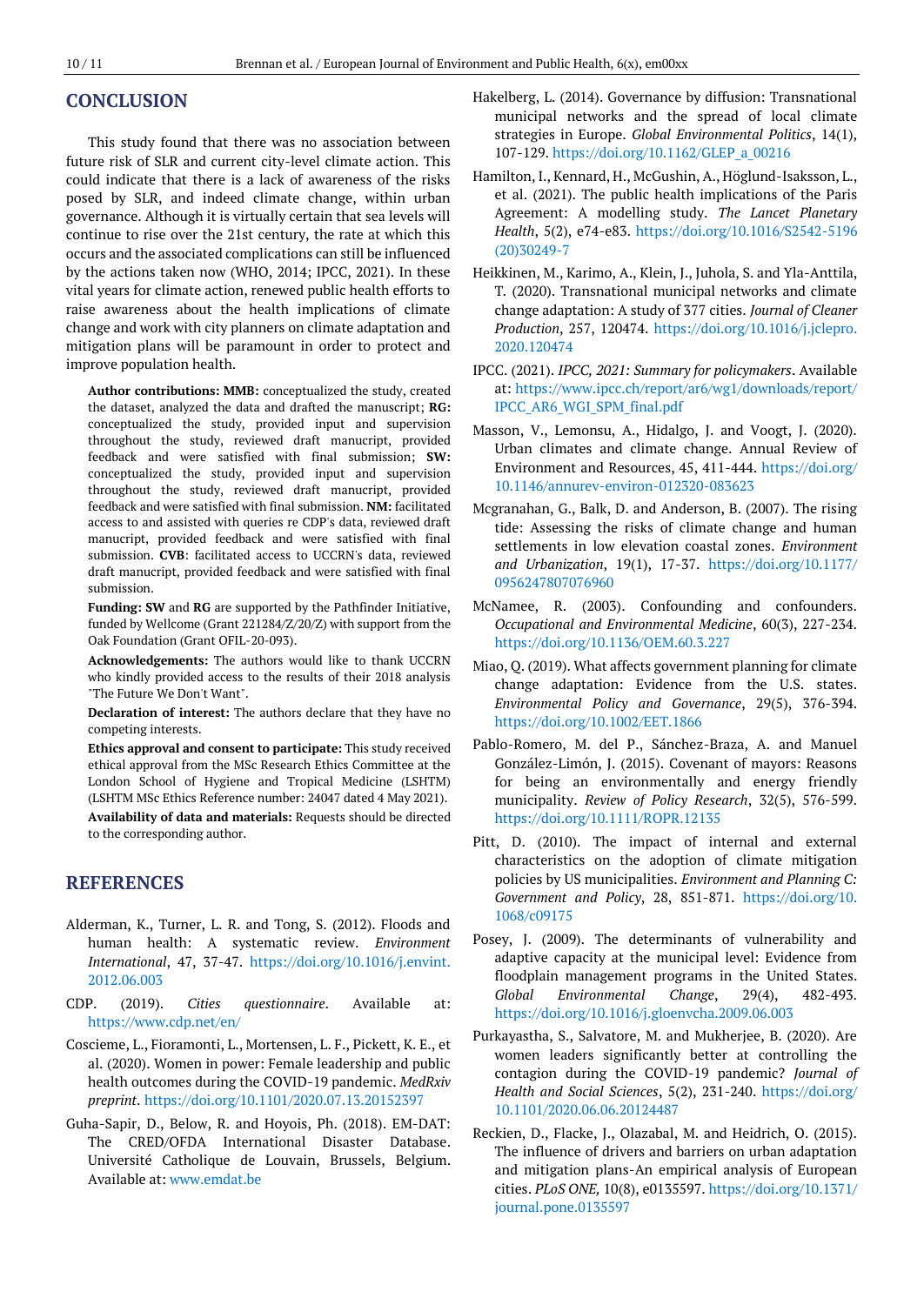## CONCLUSION

This study found that there was no association between future risk of SLR and current city-level climate action. This could indicate that there is a lack of awareness of the risks posed by SLR, and indeed climate change, within urban governance. Although it is virtually certain that sea levels will continue to rise over the 21st century, the rate at which this occurs and the associated complications can still be influenced by the actions taken now (WHO, 2014; IPCC, 2021). In these vital years for climate action, renewed public health efforts to raise awareness about the health implications of climate change and work with city planners on climate adaptation and mitigation plans will be paramount in order to protect and improve population health.

**Author contributions: MMB:** conceptualized the study, created the dataset, analyzed the data and drafted the manuscript; **RG:** conceptualized the study, provided input and supervision throughout the study, reviewed draft manucript, provided feedback and were satisfied with final submission; **SW:** conceptualized the study, provided input and supervision throughout the study, reviewed draft manucript, provided feedback and were satisfied with final submission. **NM:** facilitated access to and assisted with queries re CDP's data, reviewed draft manucript, provided feedback and were satisfied with final submission. **CVB**: facilitated access to UCCRN's data, reviewed draft manucript, provided feedback and were satisfied with final submission.

**Funding: SW** and **RG** are supported by the Pathfinder Initiative, funded by Wellcome (Grant 221284/Z/20/Z) with support from the Oak Foundation (Grant OFIL-20-093).

**Acknowledgements:** The authors would like to thank UCCRN who kindly provided access to the results of their 2018 analysis "The Future We Don't Want".

**Declaration of interest:** The authors declare that they have no competing interests.

**Ethics approval and consent to participate:** This study received ethical approval from the MSc Research Ethics Committee at the London School of Hygiene and Tropical Medicine (LSHTM) (LSHTM MSc Ethics Reference number: 24047 dated 4 May 2021).

**Availability of data and materials:** Requests should be directed to the corresponding author.

## REFERENCES

Alderman, K., Turner, L. R. and Tong, S. (2012). Floods and human health: A systematic review. *Environment International*, 47, 37-47. https://doi.org/10.1016/j.envint.2012.06.003

CDP. (2019). *Cities questionnaire*. Available at: https://www.cdp.net/en/

Coscieme, L., Fioramonti, L., Mortensen, L. F., Pickett, K. E., et al. (2020). Women in power: Female leadership and public health outcomes during the COVID-19 pandemic. *MedRxiv preprint*. https://doi.org/10.1101/2020.07.13.20152397

Guha-Sapir, D., Below, R. and Hoyois, Ph. (2018). EM-DAT: The CRED/OFDA International Disaster Database. Université Catholique de Louvain, Brussels, Belgium. Available at: www.emdat.be

Hakelberg, L. (2014). Governance by diffusion: Transnational municipal networks and the spread of local climate strategies in Europe. *Global Environmental Politics*, 14(1), 107-129. https://doi.org/10.1162/GLEP_a_00216

Hamilton, I., Kennard, H., McGushin, A., Höglund-Isaksson, L., et al. (2021). The public health implications of the Paris Agreement: A modelling study. *The Lancet Planetary Health*, 5(2), e74-e83. https://doi.org/10.1016/S2542-5196(20)30249-7

Heikkinen, M., Karimo, A., Klein, J., Juhola, S. and Yla-Anttila, T. (2020). Transnational municipal networks and climate change adaptation: A study of 377 cities. *Journal of Cleaner Production*, 257, 120474. https://doi.org/10.1016/j.jclepro.2020.120474

IPCC. (2021). *IPCC, 2021: Summary for policymakers*. Available at: https://www.ipcc.ch/report/ar6/wg1/downloads/report/IPCC_AR6_WGI_SPM_final.pdf

Masson, V., Lemonsu, A., Hidalgo, J. and Voogt, J. (2020). Urban climates and climate change. Annual Review of Environment and Resources, 45, 411-444. https://doi.org/10.1146/annurev-environ-012320-083623

Mcgranahan, G., Balk, D. and Anderson, B. (2007). The rising tide: Assessing the risks of climate change and human settlements in low elevation coastal zones. *Environment and Urbanization*, 19(1), 17-37. https://doi.org/10.1177/0956247807076960

McNamee, R. (2003). Confounding and confounders. *Occupational and Environmental Medicine*, 60(3), 227-234. https://doi.org/10.1136/OEM.60.3.227

Miao, Q. (2019). What affects government planning for climate change adaptation: Evidence from the U.S. states. *Environmental Policy and Governance*, 29(5), 376-394. https://doi.org/10.1002/EET.1866

Pablo-Romero, M. del P., Sánchez-Braza, A. and Manuel González-Limón, J. (2015). Covenant of mayors: Reasons for being an environmentally and energy friendly municipality. *Review of Policy Research*, 32(5), 576-599. https://doi.org/10.1111/ROPR.12135

Pitt, D. (2010). The impact of internal and external characteristics on the adoption of climate mitigation policies by US municipalities. *Environment and Planning C: Government and Policy*, 28, 851-871. https://doi.org/10.1068/c09175

Posey, J. (2009). The determinants of vulnerability and adaptive capacity at the municipal level: Evidence from floodplain management programs in the United States. *Global Environmental Change*, 29(4), 482-493. https://doi.org/10.1016/j.gloenvcha.2009.06.003

Purkayastha, S., Salvatore, M. and Mukherjee, B. (2020). Are women leaders significantly better at controlling the contagion during the COVID-19 pandemic? *Journal of Health and Social Sciences*, 5(2), 231-240. https://doi.org/10.1101/2020.06.06.20124487

Reckien, D., Flacke, J., Olazabal, M. and Heidrich, O. (2015). The influence of drivers and barriers on urban adaptation and mitigation plans-An empirical analysis of European cities. *PLoS ONE,* 10(8), e0135597. https://doi.org/10.1371/journal.pone.0135597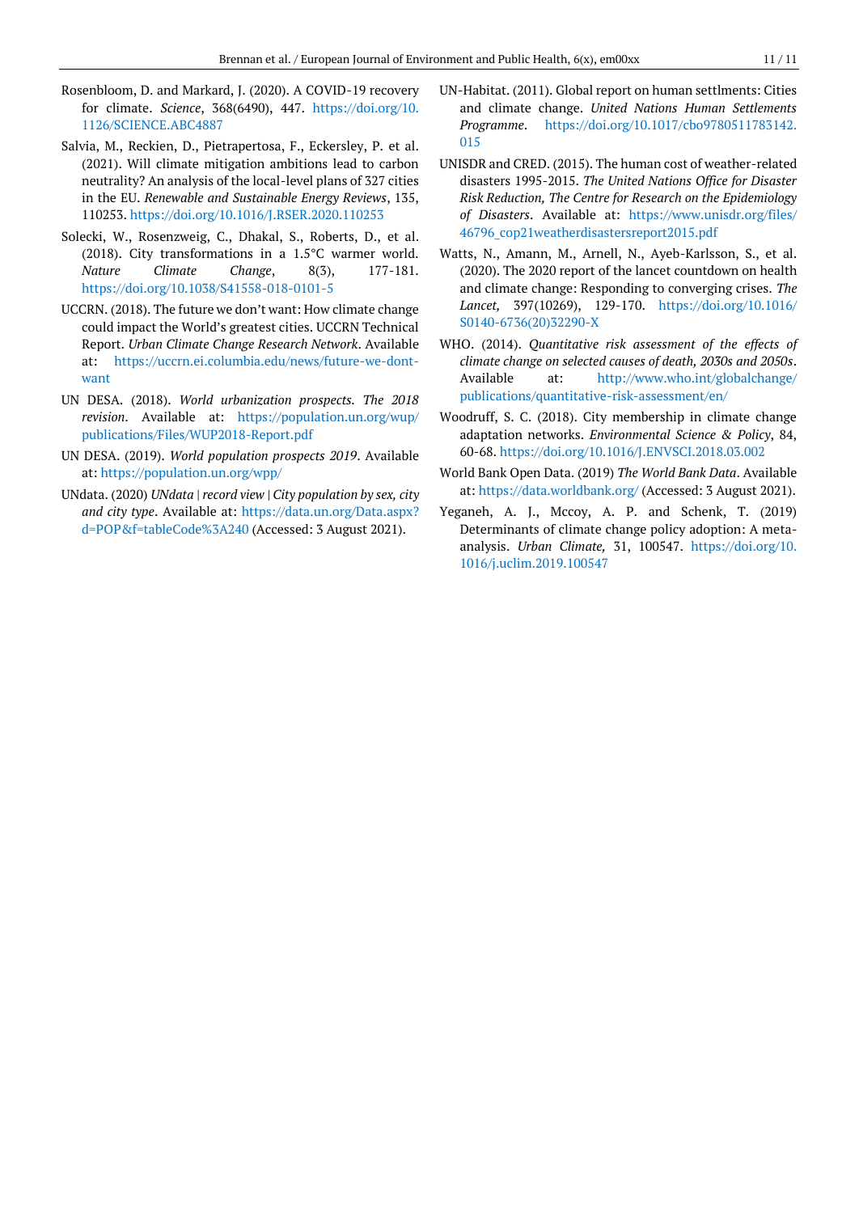Rosenbloom, D. and Markard, J. (2020). A COVID-19 recovery for climate. *Science*, 368(6490), 447. https://doi.org/10.1126/SCIENCE.ABC4887

Salvia, M., Reckien, D., Pietrapertosa, F., Eckersley, P. et al. (2021). Will climate mitigation ambitions lead to carbon neutrality? An analysis of the local-level plans of 327 cities in the EU. *Renewable and Sustainable Energy Reviews*, 135, 110253. https://doi.org/10.1016/J.RSER.2020.110253

Solecki, W., Rosenzweig, C., Dhakal, S., Roberts, D., et al. (2018). City transformations in a 1.5°C warmer world. *Nature Climate Change*, 8(3), 177-181. https://doi.org/10.1038/S41558-018-0101-5

UCCRN. (2018). The future we don't want: How climate change could impact the World's greatest cities. UCCRN Technical Report. *Urban Climate Change Research Network*. Available at: https://uccrn.ei.columbia.edu/news/future-we-dont-want

UN DESA. (2018). *World urbanization prospects. The 2018 revision*. Available at: https://population.un.org/wup/publications/Files/WUP2018-Report.pdf

UN DESA. (2019). *World population prospects 2019*. Available at: https://population.un.org/wpp/

UNdata. (2020) *UNdata | record view | City population by sex, city and city type*. Available at: https://data.un.org/Data.aspx?d=POP&f=tableCode%3A240 (Accessed: 3 August 2021).

UN-Habitat. (2011). Global report on human settlments: Cities and climate change. *United Nations Human Settlements Programme*. https://doi.org/10.1017/cbo9780511783142.015

UNISDR and CRED. (2015). The human cost of weather-related disasters 1995-2015. *The United Nations Office for Disaster Risk Reduction, The Centre for Research on the Epidemiology of Disasters*. Available at: https://www.unisdr.org/files/46796_cop21weatherdisastersreport2015.pdf

Watts, N., Amann, M., Arnell, N., Ayeb-Karlsson, S., et al. (2020). The 2020 report of the lancet countdown on health and climate change: Responding to converging crises. *The Lancet,* 397(10269), 129-170. https://doi.org/10.1016/S0140-6736(20)32290-X

WHO. (2014). *Quantitative risk assessment of the effects of climate change on selected causes of death, 2030s and 2050s*. Available at: http://www.who.int/globalchange/publications/quantitative-risk-assessment/en/

Woodruff, S. C. (2018). City membership in climate change adaptation networks. *Environmental Science & Policy*, 84, 60-68. https://doi.org/10.1016/J.ENVSCI.2018.03.002

World Bank Open Data. (2019) *The World Bank Data*. Available at: https://data.worldbank.org/ (Accessed: 3 August 2021).

Yeganeh, A. J., Mccoy, A. P. and Schenk, T. (2019) Determinants of climate change policy adoption: A meta-analysis. *Urban Climate,* 31, 100547. https://doi.org/10.1016/j.uclim.2019.100547